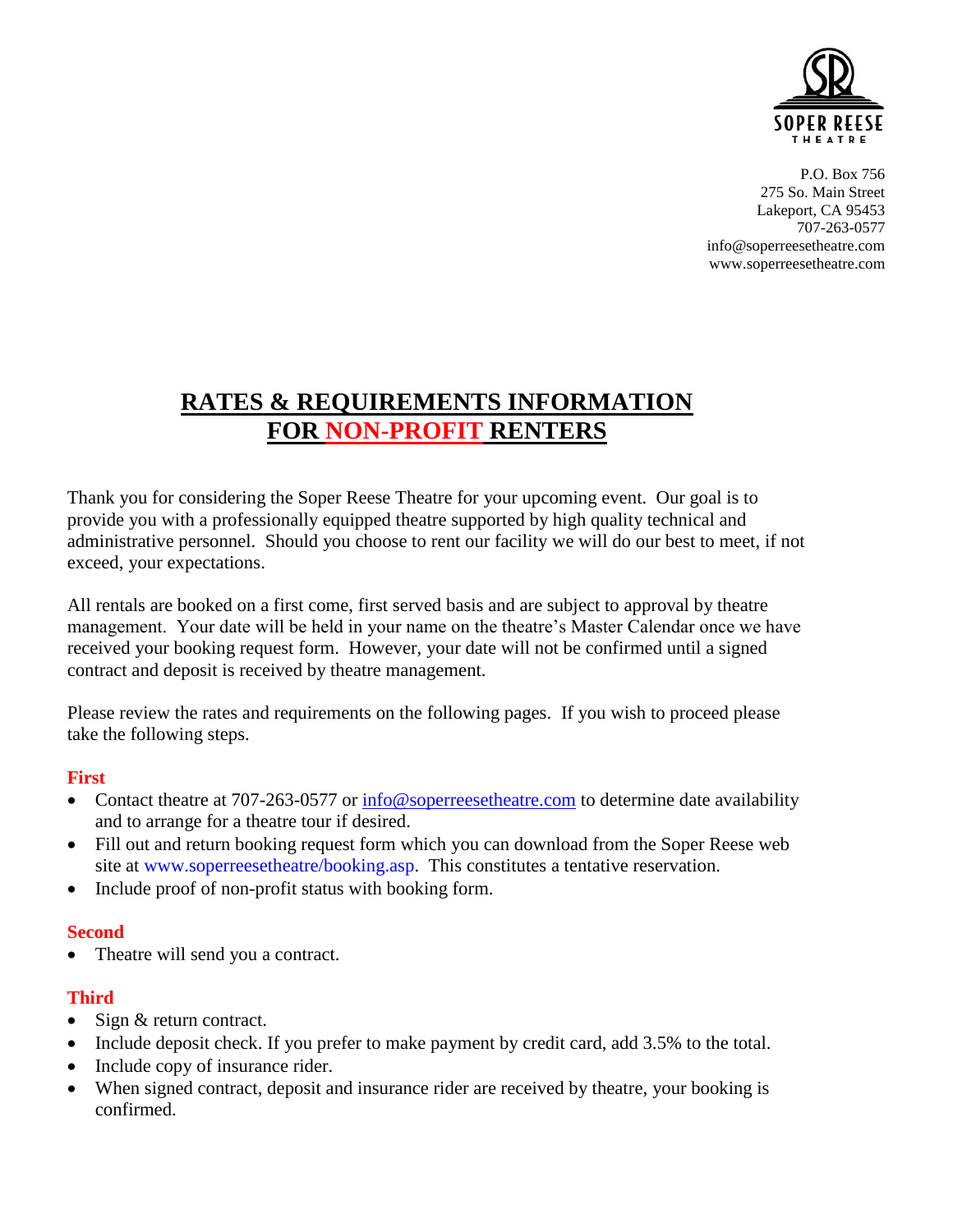SOPER REESE THEATRE

P.O. Box 756
275 So. Main Street
Lakeport, CA 95453
707-263-0577
info@soperreesetheatre.com
www.soperreesetheatre.com

# RATES & REQUIREMENTS INFORMATION FOR NON-PROFIT RENTERS

Thank you for considering the Soper Reese Theatre for your upcoming event. Our goal is to provide you with a professionally equipped theatre supported by high quality technical and administrative personnel. Should you choose to rent our facility we will do our best to meet, if not exceed, your expectations.

All rentals are booked on a first come, first served basis and are subject to approval by theatre management. Your date will be held in your name on the theatre's Master Calendar once we have received your booking request form. However, your date will not be confirmed until a signed contract and deposit is received by theatre management.

Please review the rates and requirements on the following pages. If you wish to proceed please take the following steps.

**First**

- Contact theatre at 707-263-0577 or info@soperreesetheatre.com to determine date availability and to arrange for a theatre tour if desired.
- Fill out and return booking request form which you can download from the Soper Reese web site at www.soperreesetheatre/booking.asp. This constitutes a tentative reservation.
- Include proof of non-profit status with booking form.

**Second**

- Theatre will send you a contract.

**Third**

- Sign & return contract.
- Include deposit check. If you prefer to make payment by credit card, add 3.5% to the total.
- Include copy of insurance rider.
- When signed contract, deposit and insurance rider are received by theatre, your booking is confirmed.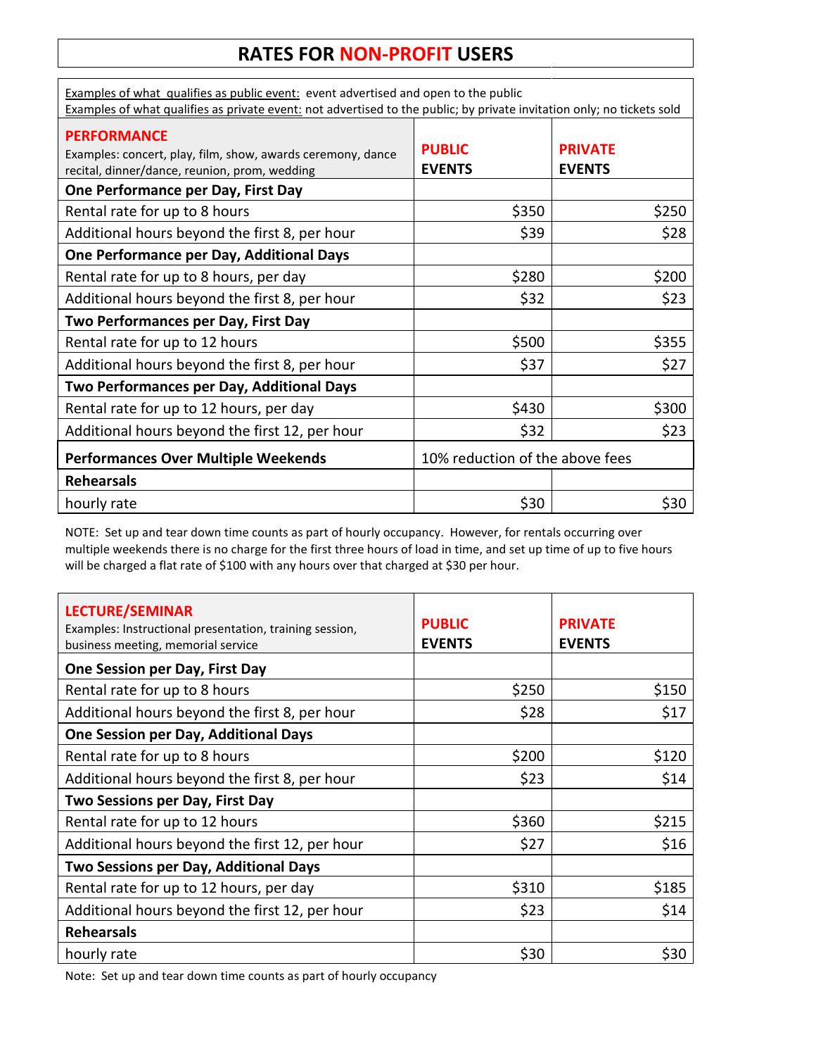# RATES FOR NON-PROFIT USERS

Examples of what qualifies as public event: event advertised and open to the public
Examples of what qualifies as private event: not advertised to the public; by private invitation only; no tickets sold

| **PERFORMANCE** Examples: concert, play, film, show, awards ceremony, dance recital, dinner/dance, reunion, prom, wedding | **PUBLIC EVENTS** | **PRIVATE EVENTS** |
|---|---|---|
| **One Performance per Day, First Day** | | |
| Rental rate for up to 8 hours | $350 | $250 |
| Additional hours beyond the first 8, per hour | $39 | $28 |
| **One Performance per Day, Additional Days** | | |
| Rental rate for up to 8 hours, per day | $280 | $200 |
| Additional hours beyond the first 8, per hour | $32 | $23 |
| **Two Performances per Day, First Day** | | |
| Rental rate for up to 12 hours | $500 | $355 |
| Additional hours beyond the first 8, per hour | $37 | $27 |
| **Two Performances per Day, Additional Days** | | |
| Rental rate for up to 12 hours, per day | $430 | $300 |
| Additional hours beyond the first 12, per hour | $32 | $23 |
| **Performances Over Multiple Weekends** | 10% reduction of the above fees | |
| **Rehearsals** | | |
| hourly rate | $30 | $30 |

NOTE: Set up and tear down time counts as part of hourly occupancy. However, for rentals occurring over multiple weekends there is no charge for the first three hours of load in time, and set up time of up to five hours will be charged a flat rate of $100 with any hours over that charged at $30 per hour.

| **LECTURE/SEMINAR** Examples: Instructional presentation, training session, business meeting, memorial service | **PUBLIC EVENTS** | **PRIVATE EVENTS** |
|---|---|---|
| **One Session per Day, First Day** | | |
| Rental rate for up to 8 hours | $250 | $150 |
| Additional hours beyond the first 8, per hour | $28 | $17 |
| **One Session per Day, Additional Days** | | |
| Rental rate for up to 8 hours | $200 | $120 |
| Additional hours beyond the first 8, per hour | $23 | $14 |
| **Two Sessions per Day, First Day** | | |
| Rental rate for up to 12 hours | $360 | $215 |
| Additional hours beyond the first 12, per hour | $27 | $16 |
| **Two Sessions per Day, Additional Days** | | |
| Rental rate for up to 12 hours, per day | $310 | $185 |
| Additional hours beyond the first 12, per hour | $23 | $14 |
| **Rehearsals** | | |
| hourly rate | $30 | $30 |

Note: Set up and tear down time counts as part of hourly occupancy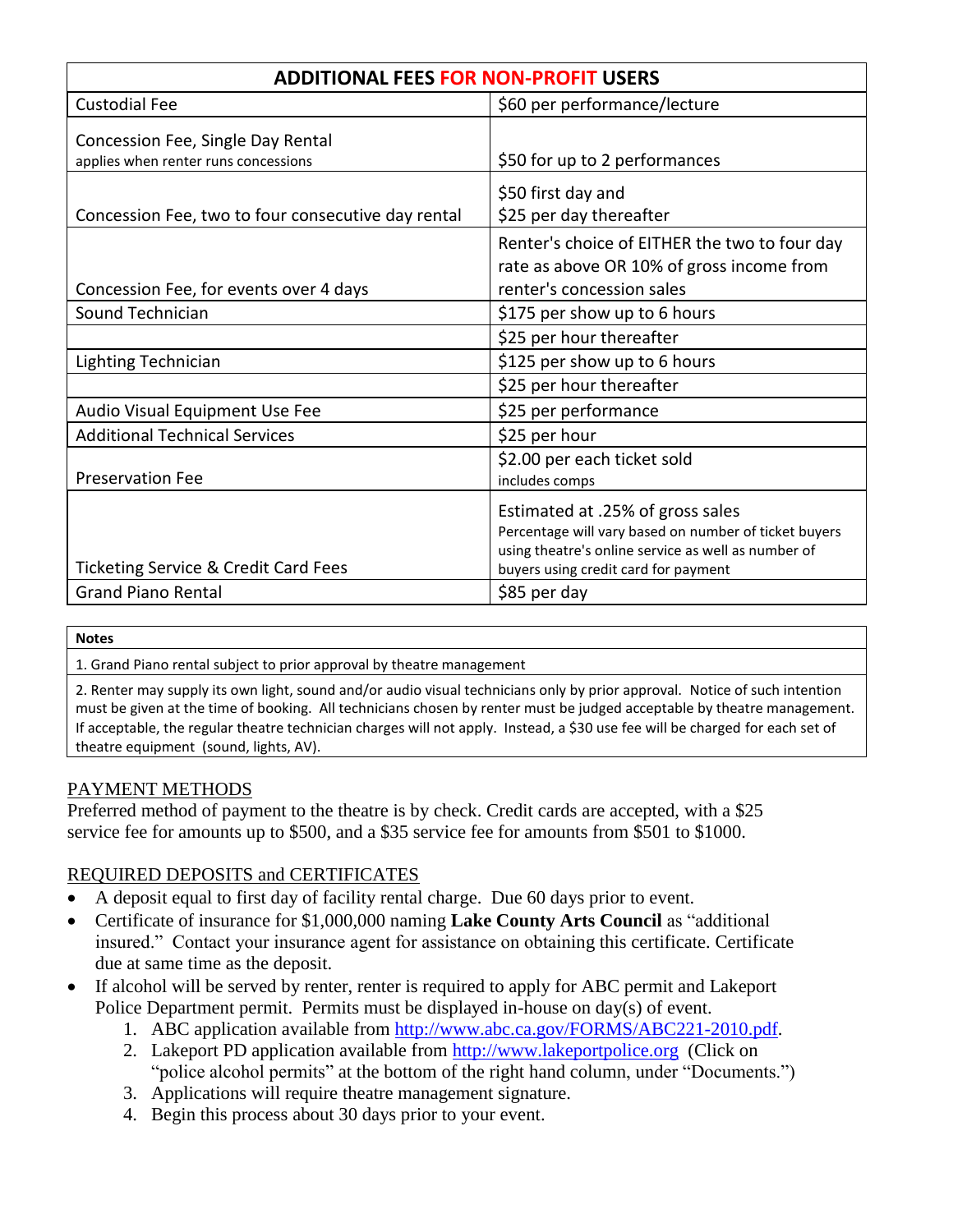| ADDITIONAL FEES FOR NON-PROFIT USERS | |
|---|---|
| Custodial Fee | $60 per performance/lecture |
| Concession Fee, Single Day Rental<br>applies when renter runs concessions | $50 for up to 2 performances |
| Concession Fee, two to four consecutive day rental | $50 first day and<br>$25 per day thereafter |
| Concession Fee, for events over 4 days | Renter's choice of EITHER the two to four day rate as above OR 10% of gross income from renter's concession sales |
| Sound Technician | $175 per show up to 6 hours |
| | $25 per hour thereafter |
| Lighting Technician | $125 per show up to 6 hours |
| | $25 per hour thereafter |
| Audio Visual Equipment Use Fee | $25 per performance |
| Additional Technical Services | $25 per hour |
| Preservation Fee | $2.00 per each ticket sold<br>includes comps |
| Ticketing Service & Credit Card Fees | Estimated at .25% of gross sales<br>Percentage will vary based on number of ticket buyers using theatre's online service as well as number of buyers using credit card for payment |
| Grand Piano Rental | $85 per day |

| Notes |
|---|
| 1. Grand Piano rental subject to prior approval by theatre management |
| 2. Renter may supply its own light, sound and/or audio visual technicians only by prior approval. Notice of such intention must be given at the time of booking. All technicians chosen by renter must be judged acceptable by theatre management. If acceptable, the regular theatre technician charges will not apply. Instead, a $30 use fee will be charged for each set of theatre equipment (sound, lights, AV). |

## PAYMENT METHODS

Preferred method of payment to the theatre is by check. Credit cards are accepted, with a $25 service fee for amounts up to $500, and a $35 service fee for amounts from $501 to $1000.

## REQUIRED DEPOSITS and CERTIFICATES

- A deposit equal to first day of facility rental charge. Due 60 days prior to event.
- Certificate of insurance for $1,000,000 naming **Lake County Arts Council** as "additional insured." Contact your insurance agent for assistance on obtaining this certificate. Certificate due at same time as the deposit.
- If alcohol will be served by renter, renter is required to apply for ABC permit and Lakeport Police Department permit. Permits must be displayed in-house on day(s) of event.
  1. ABC application available from http://www.abc.ca.gov/FORMS/ABC221-2010.pdf.
  2. Lakeport PD application available from http://www.lakeportpolice.org (Click on "police alcohol permits" at the bottom of the right hand column, under "Documents.")
  3. Applications will require theatre management signature.
  4. Begin this process about 30 days prior to your event.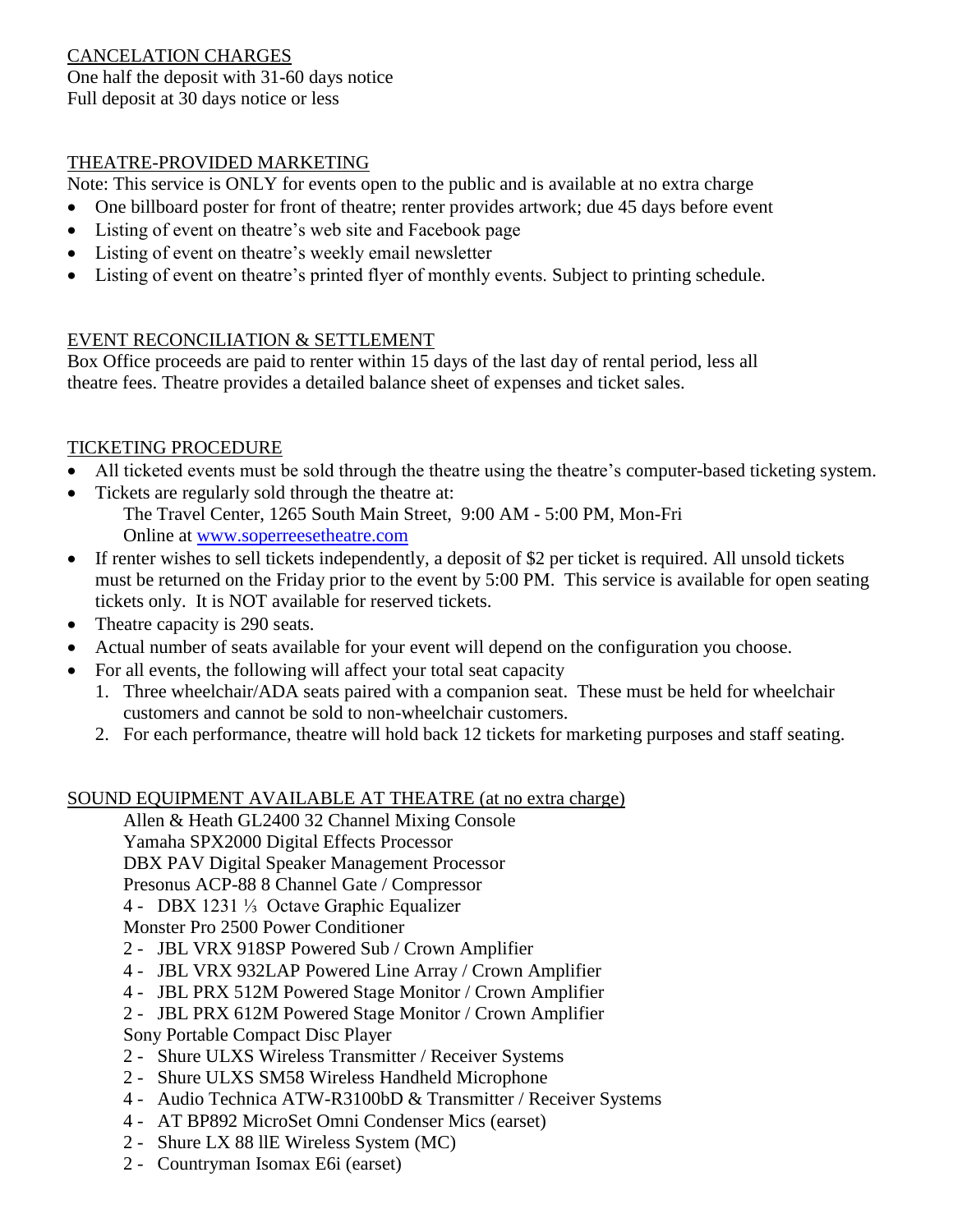## CANCELATION CHARGES

One half the deposit with 31-60 days notice
Full deposit at 30 days notice or less

## THEATRE-PROVIDED MARKETING

Note: This service is ONLY for events open to the public and is available at no extra charge

- One billboard poster for front of theatre; renter provides artwork; due 45 days before event
- Listing of event on theatre's web site and Facebook page
- Listing of event on theatre's weekly email newsletter
- Listing of event on theatre's printed flyer of monthly events. Subject to printing schedule.

## EVENT RECONCILIATION & SETTLEMENT

Box Office proceeds are paid to renter within 15 days of the last day of rental period, less all theatre fees. Theatre provides a detailed balance sheet of expenses and ticket sales.

## TICKETING PROCEDURE

- All ticketed events must be sold through the theatre using the theatre's computer-based ticketing system.
- Tickets are regularly sold through the theatre at:
  The Travel Center, 1265 South Main Street, 9:00 AM - 5:00 PM, Mon-Fri
  Online at www.soperreesetheatre.com
- If renter wishes to sell tickets independently, a deposit of $2 per ticket is required. All unsold tickets must be returned on the Friday prior to the event by 5:00 PM. This service is available for open seating tickets only. It is NOT available for reserved tickets.
- Theatre capacity is 290 seats.
- Actual number of seats available for your event will depend on the configuration you choose.
- For all events, the following will affect your total seat capacity
  1. Three wheelchair/ADA seats paired with a companion seat. These must be held for wheelchair customers and cannot be sold to non-wheelchair customers.
  2. For each performance, theatre will hold back 12 tickets for marketing purposes and staff seating.

## SOUND EQUIPMENT AVAILABLE AT THEATRE (at no extra charge)

Allen & Heath GL2400 32 Channel Mixing Console
Yamaha SPX2000 Digital Effects Processor
DBX PAV Digital Speaker Management Processor
Presonus ACP-88 8 Channel Gate / Compressor
4 - DBX 1231 ⅓ Octave Graphic Equalizer
Monster Pro 2500 Power Conditioner
2 - JBL VRX 918SP Powered Sub / Crown Amplifier
4 - JBL VRX 932LAP Powered Line Array / Crown Amplifier
4 - JBL PRX 512M Powered Stage Monitor / Crown Amplifier
2 - JBL PRX 612M Powered Stage Monitor / Crown Amplifier
Sony Portable Compact Disc Player
2 - Shure ULXS Wireless Transmitter / Receiver Systems
2 - Shure ULXS SM58 Wireless Handheld Microphone
4 - Audio Technica ATW-R3100bD & Transmitter / Receiver Systems
4 - AT BP892 MicroSet Omni Condenser Mics (earset)
2 - Shure LX 88 llE Wireless System (MC)
2 - Countryman Isomax E6i (earset)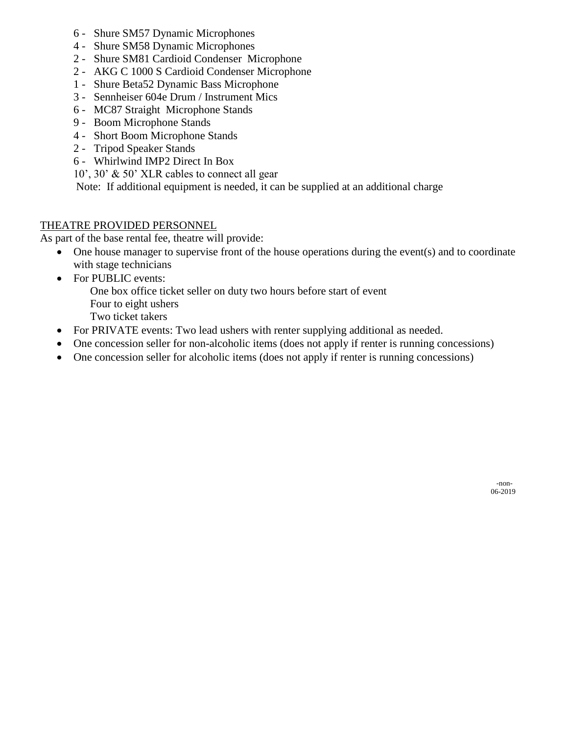- 6 - Shure SM57 Dynamic Microphones
- 4 - Shure SM58 Dynamic Microphones
- 2 - Shure SM81 Cardioid Condenser Microphone
- 2 - AKG C 1000 S Cardioid Condenser Microphone
- 1 - Shure Beta52 Dynamic Bass Microphone
- 3 - Sennheiser 604e Drum / Instrument Mics
- 6 - MC87 Straight Microphone Stands
- 9 - Boom Microphone Stands
- 4 - Short Boom Microphone Stands
- 2 - Tripod Speaker Stands
- 6 - Whirlwind IMP2 Direct In Box
- 10', 30' & 50' XLR cables to connect all gear

Note: If additional equipment is needed, it can be supplied at an additional charge

THEATRE PROVIDED PERSONNEL

As part of the base rental fee, theatre will provide:

- One house manager to supervise front of the house operations during the event(s) and to coordinate with stage technicians
- For PUBLIC events:
  - One box office ticket seller on duty two hours before start of event
  - Four to eight ushers
  - Two ticket takers
- For PRIVATE events: Two lead ushers with renter supplying additional as needed.
- One concession seller for non-alcoholic items (does not apply if renter is running concessions)
- One concession seller for alcoholic items (does not apply if renter is running concessions)

-non-
06-2019